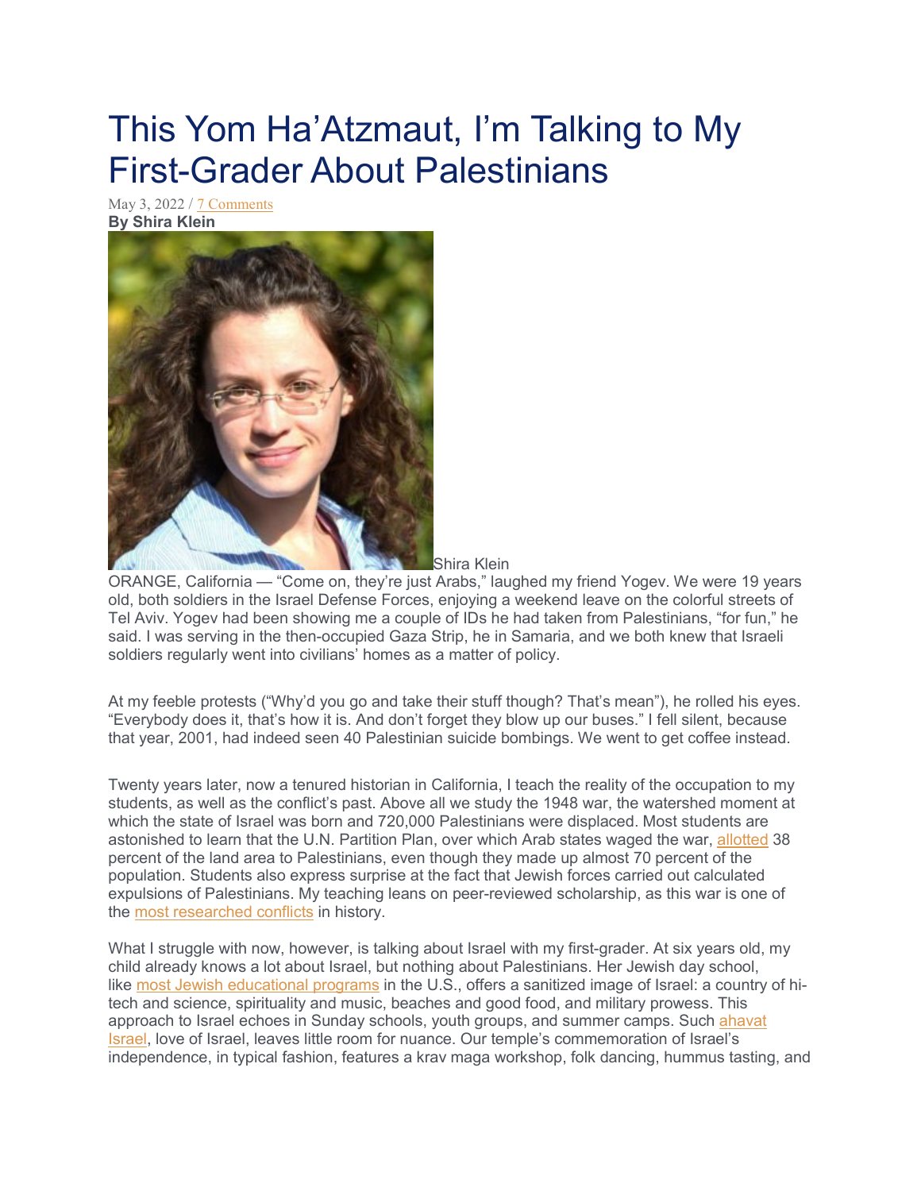# This Yom Ha'Atzmaut, I'm Talking to My First-Grader About Palestinians

May 3, 2022 / 7 Comments

**By Shira Klein**

Shira Klein

ORANGE, California — "Come on, they're just Arabs," laughed my friend Yogev. We were 19 years old, both soldiers in the Israel Defense Forces, enjoying a weekend leave on the colorful streets of Tel Aviv. Yogev had been showing me a couple of IDs he had taken from Palestinians, "for fun," he said. I was serving in the then-occupied Gaza Strip, he in Samaria, and we both knew that Israeli soldiers regularly went into civilians' homes as a matter of policy.

At my feeble protests ("Why'd you go and take their stuff though? That's mean"), he rolled his eyes. "Everybody does it, that's how it is. And don't forget they blow up our buses." I fell silent, because that year, 2001, had indeed seen 40 Palestinian suicide bombings. We went to get coffee instead.

Twenty years later, now a tenured historian in California, I teach the reality of the occupation to my students, as well as the conflict's past. Above all we study the 1948 war, the watershed moment at which the state of Israel was born and 720,000 Palestinians were displaced. Most students are astonished to learn that the U.N. Partition Plan, over which Arab states waged the war, allotted 38 percent of the land area to Palestinians, even though they made up almost 70 percent of the population. Students also express surprise at the fact that Jewish forces carried out calculated expulsions of Palestinians. My teaching leans on peer-reviewed scholarship, as this war is one of the most researched conflicts in history.

What I struggle with now, however, is talking about Israel with my first-grader. At six years old, my child already knows a lot about Israel, but nothing about Palestinians. Her Jewish day school, like most Jewish educational programs in the U.S., offers a sanitized image of Israel: a country of hi-tech and science, spirituality and music, beaches and good food, and military prowess. This approach to Israel echoes in Sunday schools, youth groups, and summer camps. Such ahavat Israel, love of Israel, leaves little room for nuance. Our temple's commemoration of Israel's independence, in typical fashion, features a krav maga workshop, folk dancing, hummus tasting, and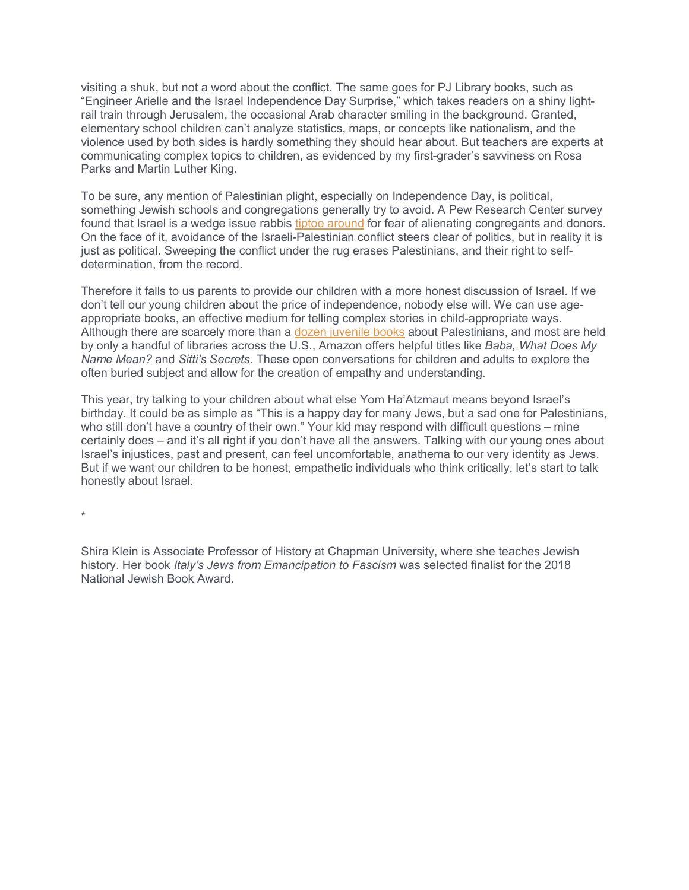visiting a shuk, but not a word about the conflict. The same goes for PJ Library books, such as "Engineer Arielle and the Israel Independence Day Surprise," which takes readers on a shiny light-rail train through Jerusalem, the occasional Arab character smiling in the background. Granted, elementary school children can't analyze statistics, maps, or concepts like nationalism, and the violence used by both sides is hardly something they should hear about. But teachers are experts at communicating complex topics to children, as evidenced by my first-grader's savviness on Rosa Parks and Martin Luther King.

To be sure, any mention of Palestinian plight, especially on Independence Day, is political, something Jewish schools and congregations generally try to avoid. A Pew Research Center survey found that Israel is a wedge issue rabbis tiptoe around for fear of alienating congregants and donors. On the face of it, avoidance of the Israeli-Palestinian conflict steers clear of politics, but in reality it is just as political. Sweeping the conflict under the rug erases Palestinians, and their right to self-determination, from the record.

Therefore it falls to us parents to provide our children with a more honest discussion of Israel. If we don't tell our young children about the price of independence, nobody else will. We can use age-appropriate books, an effective medium for telling complex stories in child-appropriate ways. Although there are scarcely more than a dozen juvenile books about Palestinians, and most are held by only a handful of libraries across the U.S., Amazon offers helpful titles like *Baba, What Does My Name Mean?* and *Sitti's Secrets*. These open conversations for children and adults to explore the often buried subject and allow for the creation of empathy and understanding.

This year, try talking to your children about what else Yom Ha'Atzmaut means beyond Israel's birthday. It could be as simple as "This is a happy day for many Jews, but a sad one for Palestinians, who still don't have a country of their own." Your kid may respond with difficult questions – mine certainly does – and it's all right if you don't have all the answers. Talking with our young ones about Israel's injustices, past and present, can feel uncomfortable, anathema to our very identity as Jews. But if we want our children to be honest, empathetic individuals who think critically, let's start to talk honestly about Israel.

*

Shira Klein is Associate Professor of History at Chapman University, where she teaches Jewish history. Her book *Italy's Jews from Emancipation to Fascism* was selected finalist for the 2018 National Jewish Book Award.